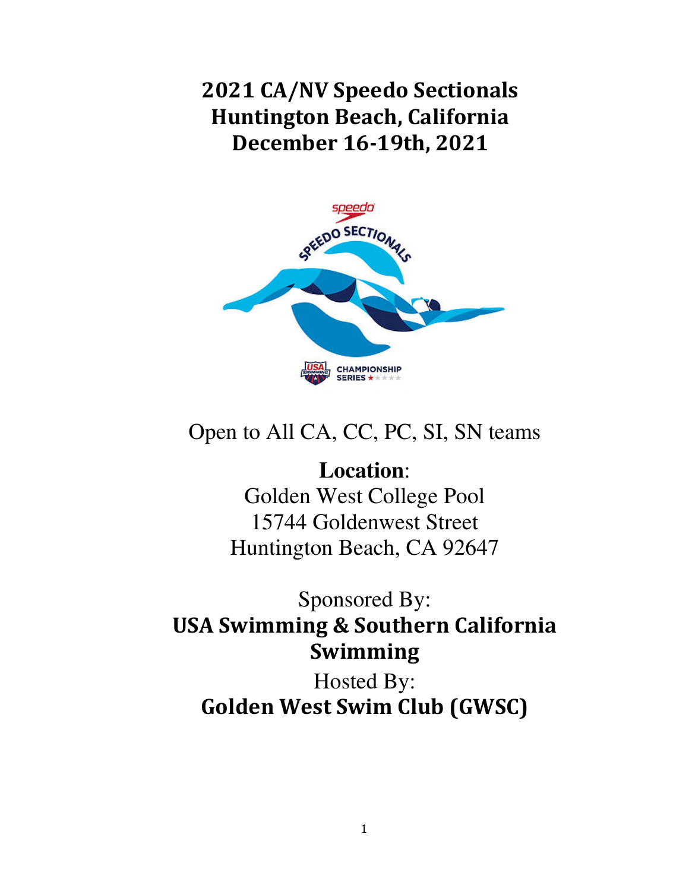# 2021 CA/NV Speedo Sectionals
# Huntington Beach, California
# December 16-19th, 2021

Open to All CA, CC, PC, SI, SN teams

**Location**:

Golden West College Pool

15744 Goldenwest Street

Huntington Beach, CA 92647

Sponsored By:

**USA Swimming & Southern California Swimming**

Hosted By:

**Golden West Swim Club (GWSC)**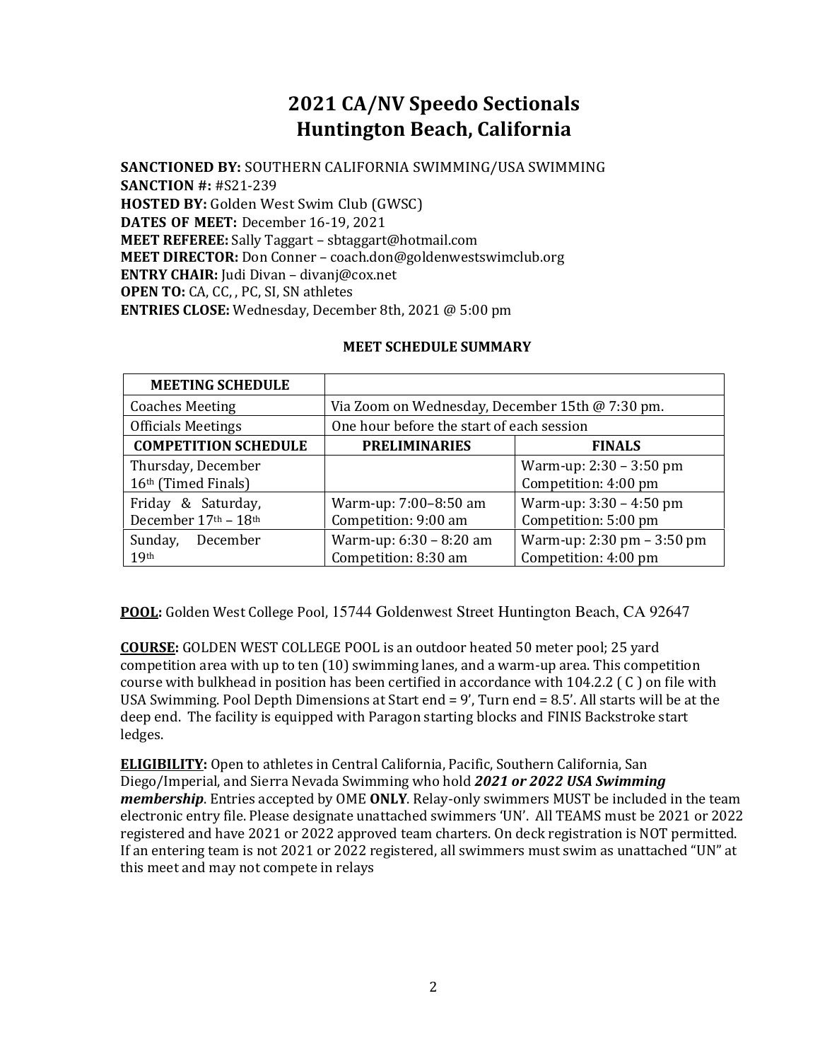# 2021 CA/NV Speedo Sectionals
# Huntington Beach, California

**SANCTIONED BY:** SOUTHERN CALIFORNIA SWIMMING/USA SWIMMING
**SANCTION #:** #S21-239
**HOSTED BY:** Golden West Swim Club (GWSC)
**DATES OF MEET:** December 16-19, 2021
**MEET REFEREE:** Sally Taggart – sbtaggart@hotmail.com
**MEET DIRECTOR:** Don Conner – coach.don@goldenwestswimclub.org
**ENTRY CHAIR:** Judi Divan – divanj@cox.net
**OPEN TO:** CA, CC, , PC, SI, SN athletes
**ENTRIES CLOSE:** Wednesday, December 8th, 2021 @ 5:00 pm

**MEET SCHEDULE SUMMARY**

| **MEETING SCHEDULE** | | |
|---|---|---|
| Coaches Meeting | Via Zoom on Wednesday, December 15th @ 7:30 pm. | |
| Officials Meetings | One hour before the start of each session | |
| **COMPETITION SCHEDULE** | **PRELIMINARIES** | **FINALS** |
| Thursday, December 16th (Timed Finals) | | Warm-up: 2:30 – 3:50 pm<br>Competition: 4:00 pm |
| Friday & Saturday, December 17th – 18th | Warm-up: 7:00–8:50 am<br>Competition: 9:00 am | Warm-up: 3:30 – 4:50 pm<br>Competition: 5:00 pm |
| Sunday, December 19th | Warm-up: 6:30 – 8:20 am<br>Competition: 8:30 am | Warm-up: 2:30 pm – 3:50 pm<br>Competition: 4:00 pm |

**POOL:** Golden West College Pool, 15744 Goldenwest Street Huntington Beach, CA 92647

**COURSE:** GOLDEN WEST COLLEGE POOL is an outdoor heated 50 meter pool; 25 yard competition area with up to ten (10) swimming lanes, and a warm-up area. This competition course with bulkhead in position has been certified in accordance with 104.2.2 ( C ) on file with USA Swimming. Pool Depth Dimensions at Start end = 9', Turn end = 8.5'. All starts will be at the deep end. The facility is equipped with Paragon starting blocks and FINIS Backstroke start ledges.

**ELIGIBILITY:** Open to athletes in Central California, Pacific, Southern California, San Diego/Imperial, and Sierra Nevada Swimming who hold ***2021 or 2022 USA Swimming membership***. Entries accepted by OME **ONLY**. Relay-only swimmers MUST be included in the team electronic entry file. Please designate unattached swimmers 'UN'. All TEAMS must be 2021 or 2022 registered and have 2021 or 2022 approved team charters. On deck registration is NOT permitted. If an entering team is not 2021 or 2022 registered, all swimmers must swim as unattached "UN" at this meet and may not compete in relays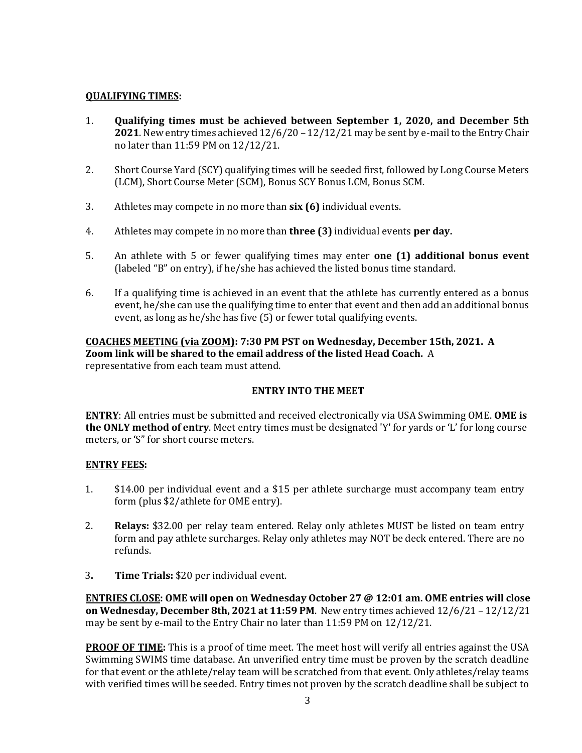**QUALIFYING TIMES:**

1. **Qualifying times must be achieved between September 1, 2020, and December 5th 2021**. New entry times achieved 12/6/20 – 12/12/21 may be sent by e-mail to the Entry Chair no later than 11:59 PM on 12/12/21.

2. Short Course Yard (SCY) qualifying times will be seeded first, followed by Long Course Meters (LCM), Short Course Meter (SCM), Bonus SCY Bonus LCM, Bonus SCM.

3. Athletes may compete in no more than **six (6)** individual events.

4. Athletes may compete in no more than **three (3)** individual events **per day.**

5. An athlete with 5 or fewer qualifying times may enter **one (1) additional bonus event** (labeled "B" on entry), if he/she has achieved the listed bonus time standard.

6. If a qualifying time is achieved in an event that the athlete has currently entered as a bonus event, he/she can use the qualifying time to enter that event and then add an additional bonus event, as long as he/she has five (5) or fewer total qualifying events.

**COACHES MEETING (via ZOOM): 7:30 PM PST on Wednesday, December 15th, 2021. A Zoom link will be shared to the email address of the listed Head Coach.** A representative from each team must attend.

## ENTRY INTO THE MEET

**ENTRY**: All entries must be submitted and received electronically via USA Swimming OME. **OME is the ONLY method of entry**. Meet entry times must be designated 'Y' for yards or 'L' for long course meters, or 'S" for short course meters.

**ENTRY FEES:**

1. $14.00 per individual event and a $15 per athlete surcharge must accompany team entry form (plus $2/athlete for OME entry).

2. **Relays:** $32.00 per relay team entered. Relay only athletes MUST be listed on team entry form and pay athlete surcharges. Relay only athletes may NOT be deck entered. There are no refunds.

3. **Time Trials:** $20 per individual event.

**ENTRIES CLOSE: OME will open on Wednesday October 27 @ 12:01 am. OME entries will close on Wednesday, December 8th, 2021 at 11:59 PM**. New entry times achieved 12/6/21 – 12/12/21 may be sent by e-mail to the Entry Chair no later than 11:59 PM on 12/12/21.

**PROOF OF TIME:** This is a proof of time meet. The meet host will verify all entries against the USA Swimming SWIMS time database. An unverified entry time must be proven by the scratch deadline for that event or the athlete/relay team will be scratched from that event. Only athletes/relay teams with verified times will be seeded. Entry times not proven by the scratch deadline shall be subject to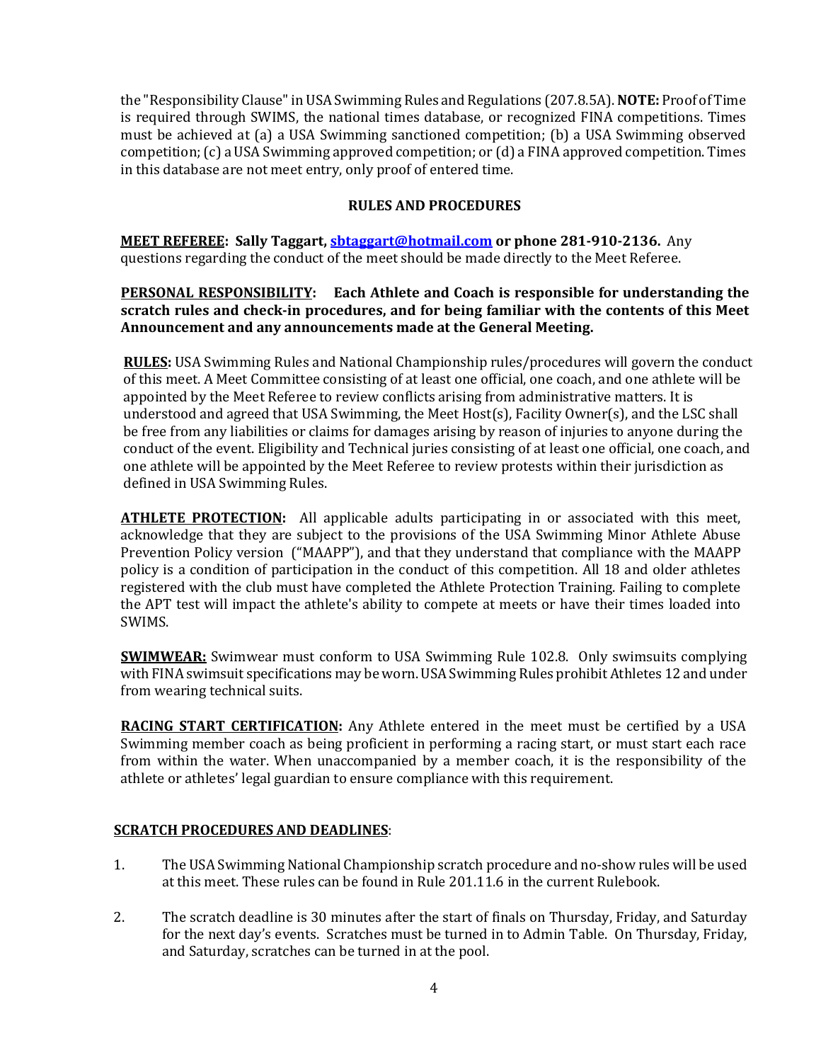the "Responsibility Clause" in USA Swimming Rules and Regulations (207.8.5A). **NOTE:** Proof of Time is required through SWIMS, the national times database, or recognized FINA competitions. Times must be achieved at (a) a USA Swimming sanctioned competition; (b) a USA Swimming observed competition; (c) a USA Swimming approved competition; or (d) a FINA approved competition. Times in this database are not meet entry, only proof of entered time.

## RULES AND PROCEDURES

**MEET REFEREE: Sally Taggart, sbtaggart@hotmail.com or phone 281-910-2136.** Any questions regarding the conduct of the meet should be made directly to the Meet Referee.

**PERSONAL RESPONSIBILITY: Each Athlete and Coach is responsible for understanding the scratch rules and check-in procedures, and for being familiar with the contents of this Meet Announcement and any announcements made at the General Meeting.**

**RULES:** USA Swimming Rules and National Championship rules/procedures will govern the conduct of this meet. A Meet Committee consisting of at least one official, one coach, and one athlete will be appointed by the Meet Referee to review conflicts arising from administrative matters. It is understood and agreed that USA Swimming, the Meet Host(s), Facility Owner(s), and the LSC shall be free from any liabilities or claims for damages arising by reason of injuries to anyone during the conduct of the event. Eligibility and Technical juries consisting of at least one official, one coach, and one athlete will be appointed by the Meet Referee to review protests within their jurisdiction as defined in USA Swimming Rules.

**ATHLETE PROTECTION:** All applicable adults participating in or associated with this meet, acknowledge that they are subject to the provisions of the USA Swimming Minor Athlete Abuse Prevention Policy version ("MAAPP"), and that they understand that compliance with the MAAPP policy is a condition of participation in the conduct of this competition. All 18 and older athletes registered with the club must have completed the Athlete Protection Training. Failing to complete the APT test will impact the athlete's ability to compete at meets or have their times loaded into SWIMS.

**SWIMWEAR:** Swimwear must conform to USA Swimming Rule 102.8. Only swimsuits complying with FINA swimsuit specifications may be worn. USA Swimming Rules prohibit Athletes 12 and under from wearing technical suits.

**RACING START CERTIFICATION:** Any Athlete entered in the meet must be certified by a USA Swimming member coach as being proficient in performing a racing start, or must start each race from within the water. When unaccompanied by a member coach, it is the responsibility of the athlete or athletes' legal guardian to ensure compliance with this requirement.

**SCRATCH PROCEDURES AND DEADLINES**:

1. The USA Swimming National Championship scratch procedure and no-show rules will be used at this meet. These rules can be found in Rule 201.11.6 in the current Rulebook.

2. The scratch deadline is 30 minutes after the start of finals on Thursday, Friday, and Saturday for the next day's events. Scratches must be turned in to Admin Table. On Thursday, Friday, and Saturday, scratches can be turned in at the pool.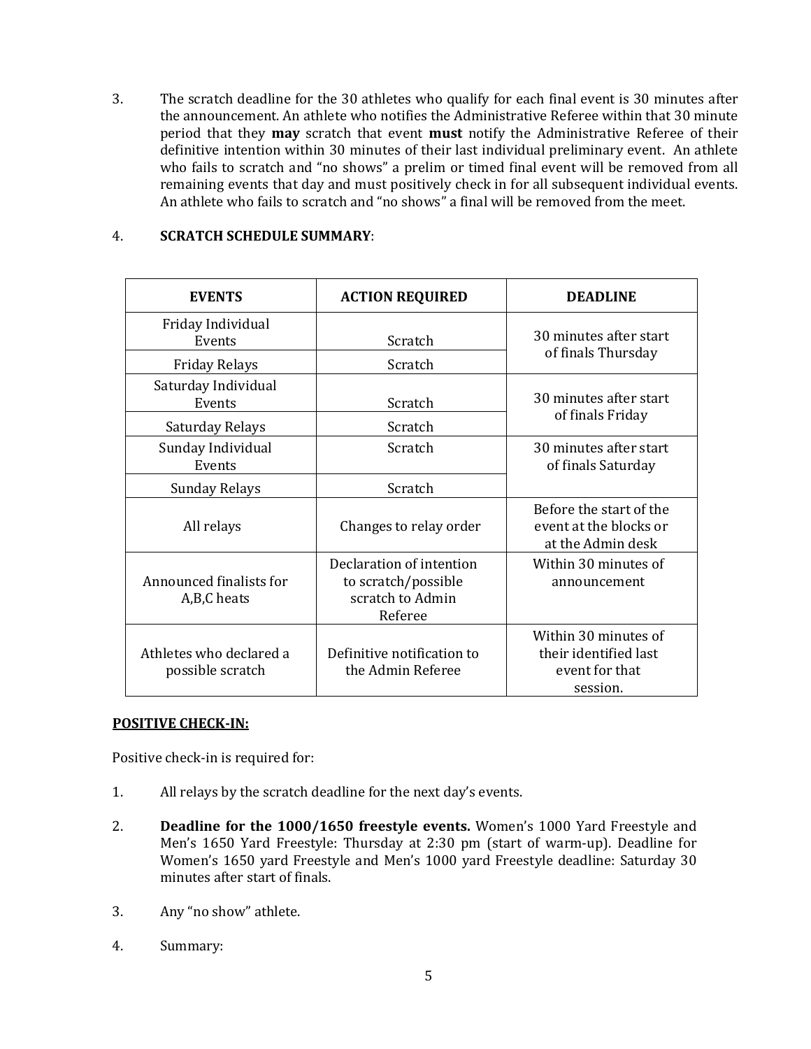3. The scratch deadline for the 30 athletes who qualify for each final event is 30 minutes after the announcement. An athlete who notifies the Administrative Referee within that 30 minute period that they **may** scratch that event **must** notify the Administrative Referee of their definitive intention within 30 minutes of their last individual preliminary event. An athlete who fails to scratch and "no shows" a prelim or timed final event will be removed from all remaining events that day and must positively check in for all subsequent individual events. An athlete who fails to scratch and "no shows" a final will be removed from the meet.

4. **SCRATCH SCHEDULE SUMMARY**:

| EVENTS | ACTION REQUIRED | DEADLINE |
|---|---|---|
| Friday Individual Events | Scratch | 30 minutes after start of finals Thursday |
| Friday Relays | Scratch | |
| Saturday Individual Events | Scratch | 30 minutes after start of finals Friday |
| Saturday Relays | Scratch | |
| Sunday Individual Events | Scratch | 30 minutes after start of finals Saturday |
| Sunday Relays | Scratch | |
| All relays | Changes to relay order | Before the start of the event at the blocks or at the Admin desk |
| Announced finalists for A,B,C heats | Declaration of intention to scratch/possible scratch to Admin Referee | Within 30 minutes of announcement |
| Athletes who declared a possible scratch | Definitive notification to the Admin Referee | Within 30 minutes of their identified last event for that session. |

**POSITIVE CHECK-IN:**

Positive check-in is required for:

1. All relays by the scratch deadline for the next day's events.

2. **Deadline for the 1000/1650 freestyle events.** Women's 1000 Yard Freestyle and Men's 1650 Yard Freestyle: Thursday at 2:30 pm (start of warm-up). Deadline for Women's 1650 yard Freestyle and Men's 1000 yard Freestyle deadline: Saturday 30 minutes after start of finals.

3. Any "no show" athlete.

4. Summary: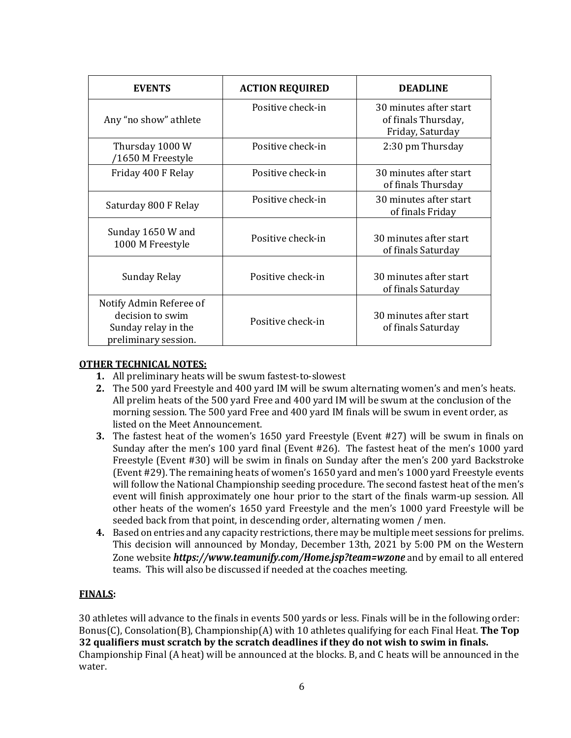| EVENTS | ACTION REQUIRED | DEADLINE |
| --- | --- | --- |
| Any "no show" athlete | Positive check-in | 30 minutes after start of finals Thursday, Friday, Saturday |
| Thursday 1000 W /1650 M Freestyle | Positive check-in | 2:30 pm Thursday |
| Friday 400 F Relay | Positive check-in | 30 minutes after start of finals Thursday |
| Saturday 800 F Relay | Positive check-in | 30 minutes after start of finals Friday |
| Sunday 1650 W and 1000 M Freestyle | Positive check-in | 30 minutes after start of finals Saturday |
| Sunday Relay | Positive check-in | 30 minutes after start of finals Saturday |
| Notify Admin Referee of decision to swim Sunday relay in the preliminary session. | Positive check-in | 30 minutes after start of finals Saturday |

**OTHER TECHNICAL NOTES:**

1. All preliminary heats will be swum fastest-to-slowest
2. The 500 yard Freestyle and 400 yard IM will be swum alternating women's and men's heats. All prelim heats of the 500 yard Free and 400 yard IM will be swum at the conclusion of the morning session. The 500 yard Free and 400 yard IM finals will be swum in event order, as listed on the Meet Announcement.
3. The fastest heat of the women's 1650 yard Freestyle (Event #27) will be swum in finals on Sunday after the men's 100 yard final (Event #26). The fastest heat of the men's 1000 yard Freestyle (Event #30) will be swim in finals on Sunday after the men's 200 yard Backstroke (Event #29). The remaining heats of women's 1650 yard and men's 1000 yard Freestyle events will follow the National Championship seeding procedure. The second fastest heat of the men's event will finish approximately one hour prior to the start of the finals warm-up session. All other heats of the women's 1650 yard Freestyle and the men's 1000 yard Freestyle will be seeded back from that point, in descending order, alternating women / men.
4. Based on entries and any capacity restrictions, there may be multiple meet sessions for prelims. This decision will announced by Monday, December 13th, 2021 by 5:00 PM on the Western Zone website ***https://www.teamunify.com/Home.jsp?team=wzone*** and by email to all entered teams. This will also be discussed if needed at the coaches meeting.

**FINALS:**

30 athletes will advance to the finals in events 500 yards or less. Finals will be in the following order: Bonus(C), Consolation(B), Championship(A) with 10 athletes qualifying for each Final Heat. **The Top 32 qualifiers must scratch by the scratch deadlines if they do not wish to swim in finals.** Championship Final (A heat) will be announced at the blocks. B, and C heats will be announced in the water.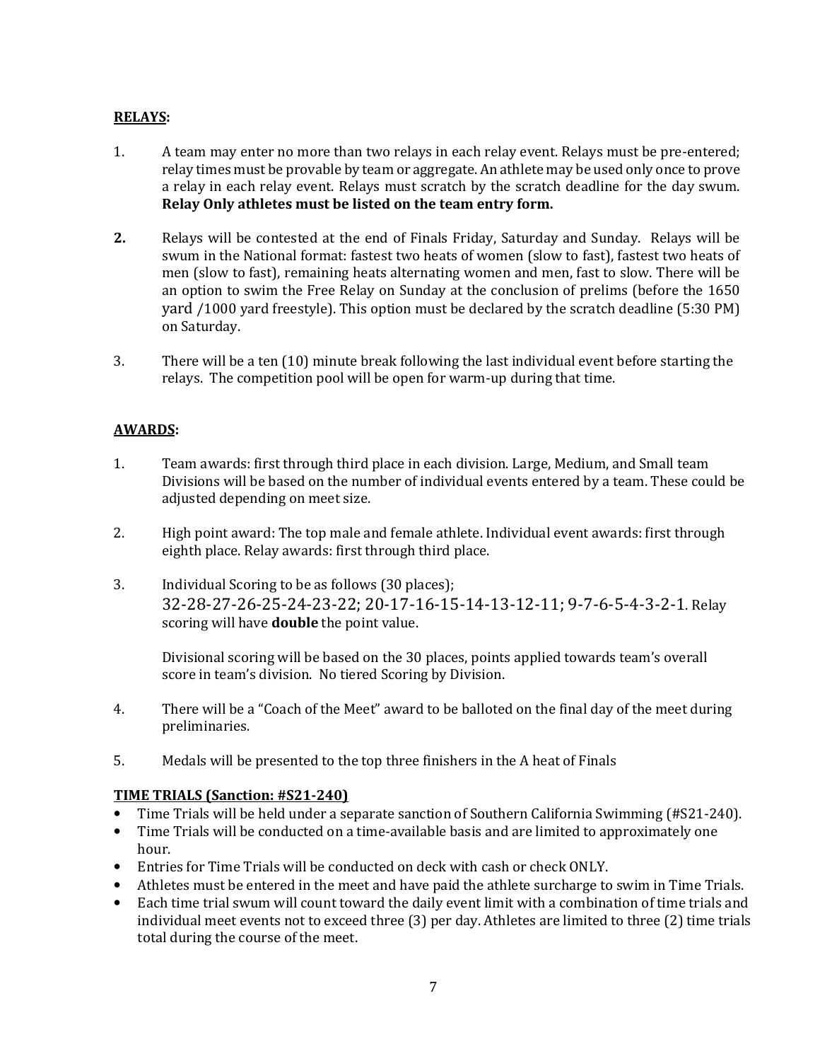**RELAYS:**

1. A team may enter no more than two relays in each relay event. Relays must be pre-entered; relay times must be provable by team or aggregate. An athlete may be used only once to prove a relay in each relay event. Relays must scratch by the scratch deadline for the day swum. **Relay Only athletes must be listed on the team entry form.**

2. Relays will be contested at the end of Finals Friday, Saturday and Sunday. Relays will be swum in the National format: fastest two heats of women (slow to fast), fastest two heats of men (slow to fast), remaining heats alternating women and men, fast to slow. There will be an option to swim the Free Relay on Sunday at the conclusion of prelims (before the 1650 yard /1000 yard freestyle). This option must be declared by the scratch deadline (5:30 PM) on Saturday.

3. There will be a ten (10) minute break following the last individual event before starting the relays. The competition pool will be open for warm-up during that time.

**AWARDS:**

1. Team awards: first through third place in each division. Large, Medium, and Small team Divisions will be based on the number of individual events entered by a team. These could be adjusted depending on meet size.

2. High point award: The top male and female athlete. Individual event awards: first through eighth place. Relay awards: first through third place.

3. Individual Scoring to be as follows (30 places); 32-28-27-26-25-24-23-22; 20-17-16-15-14-13-12-11; 9-7-6-5-4-3-2-1. Relay scoring will have **double** the point value.

   Divisional scoring will be based on the 30 places, points applied towards team's overall score in team's division. No tiered Scoring by Division.

4. There will be a "Coach of the Meet" award to be balloted on the final day of the meet during preliminaries.

5. Medals will be presented to the top three finishers in the A heat of Finals

**TIME TRIALS (Sanction: #S21-240)**

- Time Trials will be held under a separate sanction of Southern California Swimming (#S21-240).
- Time Trials will be conducted on a time-available basis and are limited to approximately one hour.
- Entries for Time Trials will be conducted on deck with cash or check ONLY.
- Athletes must be entered in the meet and have paid the athlete surcharge to swim in Time Trials.
- Each time trial swum will count toward the daily event limit with a combination of time trials and individual meet events not to exceed three (3) per day. Athletes are limited to three (2) time trials total during the course of the meet.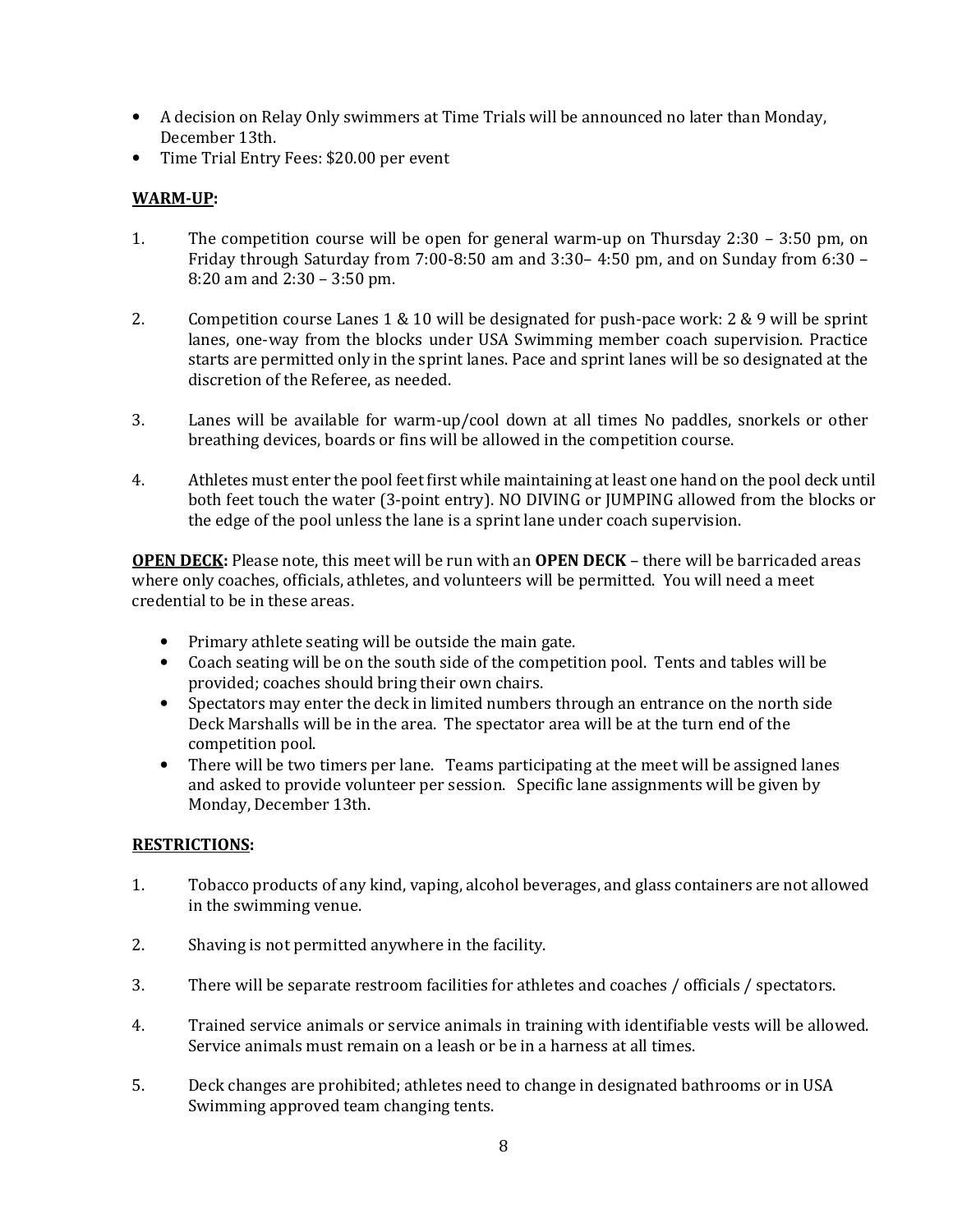- A decision on Relay Only swimmers at Time Trials will be announced no later than Monday, December 13th.
- Time Trial Entry Fees: $20.00 per event

**WARM-UP:**

1. The competition course will be open for general warm-up on Thursday 2:30 – 3:50 pm, on Friday through Saturday from 7:00-8:50 am and 3:30– 4:50 pm, and on Sunday from 6:30 – 8:20 am and 2:30 – 3:50 pm.

2. Competition course Lanes 1 & 10 will be designated for push-pace work: 2 & 9 will be sprint lanes, one-way from the blocks under USA Swimming member coach supervision. Practice starts are permitted only in the sprint lanes. Pace and sprint lanes will be so designated at the discretion of the Referee, as needed.

3. Lanes will be available for warm-up/cool down at all times No paddles, snorkels or other breathing devices, boards or fins will be allowed in the competition course.

4. Athletes must enter the pool feet first while maintaining at least one hand on the pool deck until both feet touch the water (3-point entry). NO DIVING or JUMPING allowed from the blocks or the edge of the pool unless the lane is a sprint lane under coach supervision.

**OPEN DECK:** Please note, this meet will be run with an **OPEN DECK** – there will be barricaded areas where only coaches, officials, athletes, and volunteers will be permitted. You will need a meet credential to be in these areas.

- Primary athlete seating will be outside the main gate.
- Coach seating will be on the south side of the competition pool. Tents and tables will be provided; coaches should bring their own chairs.
- Spectators may enter the deck in limited numbers through an entrance on the north side Deck Marshalls will be in the area. The spectator area will be at the turn end of the competition pool.
- There will be two timers per lane. Teams participating at the meet will be assigned lanes and asked to provide volunteer per session. Specific lane assignments will be given by Monday, December 13th.

**RESTRICTIONS:**

1. Tobacco products of any kind, vaping, alcohol beverages, and glass containers are not allowed in the swimming venue.

2. Shaving is not permitted anywhere in the facility.

3. There will be separate restroom facilities for athletes and coaches / officials / spectators.

4. Trained service animals or service animals in training with identifiable vests will be allowed. Service animals must remain on a leash or be in a harness at all times.

5. Deck changes are prohibited; athletes need to change in designated bathrooms or in USA Swimming approved team changing tents.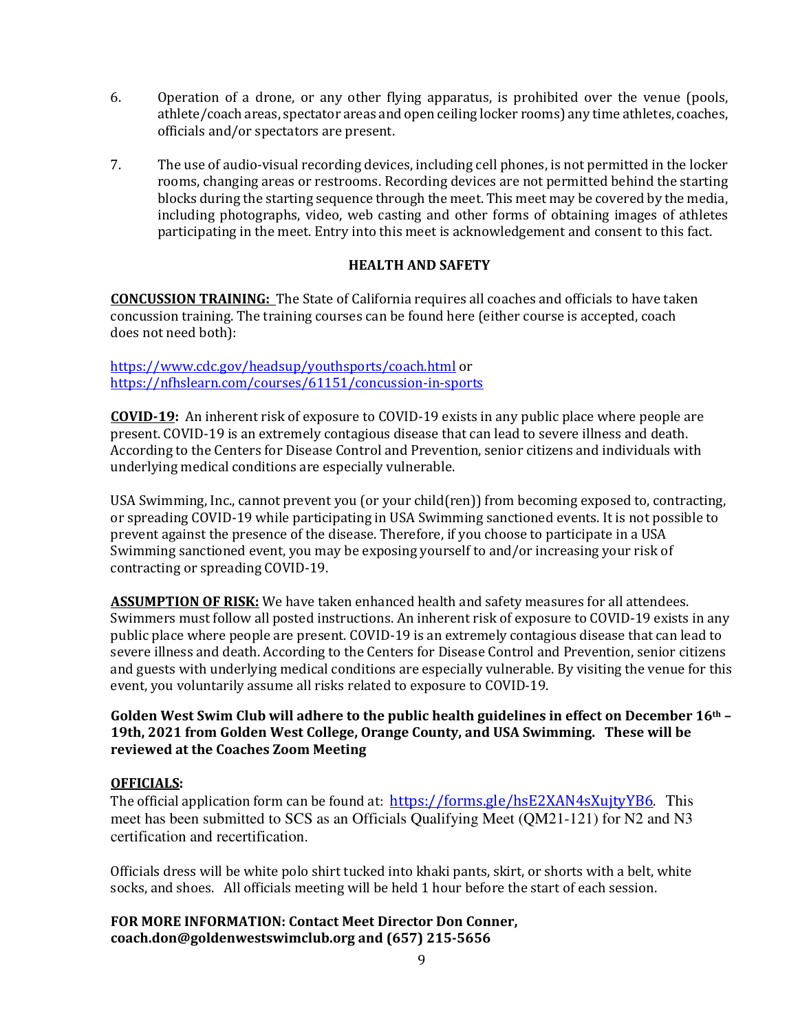6. Operation of a drone, or any other flying apparatus, is prohibited over the venue (pools, athlete/coach areas, spectator areas and open ceiling locker rooms) any time athletes, coaches, officials and/or spectators are present.

7. The use of audio-visual recording devices, including cell phones, is not permitted in the locker rooms, changing areas or restrooms. Recording devices are not permitted behind the starting blocks during the starting sequence through the meet. This meet may be covered by the media, including photographs, video, web casting and other forms of obtaining images of athletes participating in the meet. Entry into this meet is acknowledgement and consent to this fact.

## HEALTH AND SAFETY

**CONCUSSION TRAINING:** The State of California requires all coaches and officials to have taken concussion training. The training courses can be found here (either course is accepted, coach does not need both):

https://www.cdc.gov/headsup/youthsports/coach.html or
https://nfhslearn.com/courses/61151/concussion-in-sports

**COVID-19:** An inherent risk of exposure to COVID-19 exists in any public place where people are present. COVID-19 is an extremely contagious disease that can lead to severe illness and death. According to the Centers for Disease Control and Prevention, senior citizens and individuals with underlying medical conditions are especially vulnerable.

USA Swimming, Inc., cannot prevent you (or your child(ren)) from becoming exposed to, contracting, or spreading COVID-19 while participating in USA Swimming sanctioned events. It is not possible to prevent against the presence of the disease. Therefore, if you choose to participate in a USA Swimming sanctioned event, you may be exposing yourself to and/or increasing your risk of contracting or spreading COVID-19.

**ASSUMPTION OF RISK:** We have taken enhanced health and safety measures for all attendees. Swimmers must follow all posted instructions. An inherent risk of exposure to COVID-19 exists in any public place where people are present. COVID-19 is an extremely contagious disease that can lead to severe illness and death. According to the Centers for Disease Control and Prevention, senior citizens and guests with underlying medical conditions are especially vulnerable. By visiting the venue for this event, you voluntarily assume all risks related to exposure to COVID-19.

**Golden West Swim Club will adhere to the public health guidelines in effect on December 16th – 19th, 2021 from Golden West College, Orange County, and USA Swimming. These will be reviewed at the Coaches Zoom Meeting**

**OFFICIALS:**

The official application form can be found at: https://forms.gle/hsE2XAN4sXujtyYB6. This meet has been submitted to SCS as an Officials Qualifying Meet (QM21-121) for N2 and N3 certification and recertification.

Officials dress will be white polo shirt tucked into khaki pants, skirt, or shorts with a belt, white socks, and shoes. All officials meeting will be held 1 hour before the start of each session.

**FOR MORE INFORMATION: Contact Meet Director Don Conner, coach.don@goldenwestswimclub.org and (657) 215-5656**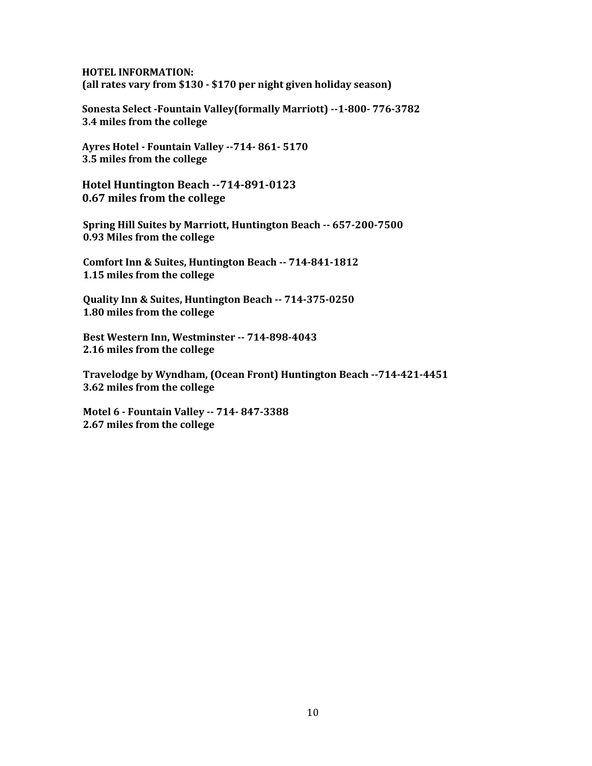**HOTEL INFORMATION:**
**(all rates vary from $130 - $170 per night given holiday season)**

**Sonesta Select -Fountain Valley(formally Marriott) --1-800- 776-3782**
**3.4 miles from the college**

**Ayres Hotel - Fountain Valley --714- 861- 5170**
**3.5 miles from the college**

**Hotel Huntington Beach --714-891-0123**
**0.67 miles from the college**

**Spring Hill Suites by Marriott, Huntington Beach -- 657-200-7500**
**0.93 Miles from the college**

**Comfort Inn & Suites, Huntington Beach -- 714-841-1812**
**1.15 miles from the college**

**Quality Inn & Suites, Huntington Beach -- 714-375-0250**
**1.80 miles from the college**

**Best Western Inn, Westminster -- 714-898-4043**
**2.16 miles from the college**

**Travelodge by Wyndham, (Ocean Front) Huntington Beach --714-421-4451**
**3.62 miles from the college**

**Motel 6 - Fountain Valley -- 714- 847-3388**
**2.67 miles from the college**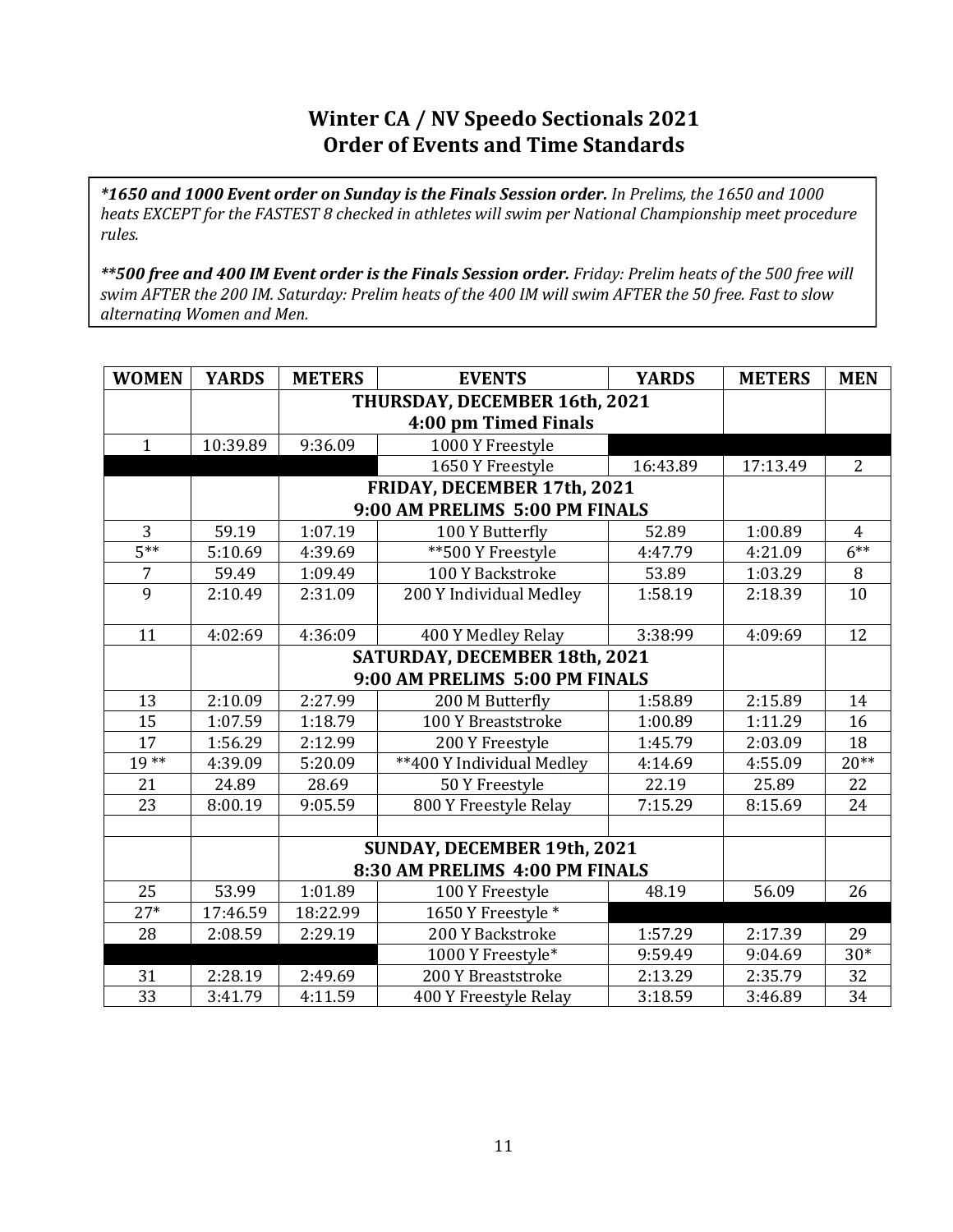# Winter CA / NV Speedo Sectionals 2021
# Order of Events and Time Standards

***1650 and 1000 Event order on Sunday is the Finals Session order.** In Prelims, the 1650 and 1000 heats EXCEPT for the FASTEST 8 checked in athletes will swim per National Championship meet procedure rules.*

***\*\*500 free and 400 IM Event order is the Finals Session order.** Friday: Prelim heats of the 500 free will swim AFTER the 200 IM. Saturday: Prelim heats of the 400 IM will swim AFTER the 50 free. Fast to slow alternating Women and Men.*

| WOMEN | YARDS | METERS | EVENTS | YARDS | METERS | MEN |
|---|---|---|---|---|---|---|
| | | | **THURSDAY, DECEMBER 16th, 2021 4:00 pm Timed Finals** | | | |
| 1 | 10:39.89 | 9:36.09 | 1000 Y Freestyle | | | |
| | | | 1650 Y Freestyle | 16:43.89 | 17:13.49 | 2 |
| | | | **FRIDAY, DECEMBER 17th, 2021 9:00 AM PRELIMS 5:00 PM FINALS** | | | |
| 3 | 59.19 | 1:07.19 | 100 Y Butterfly | 52.89 | 1:00.89 | 4 |
| 5** | 5:10.69 | 4:39.69 | **500 Y Freestyle | 4:47.79 | 4:21.09 | 6** |
| 7 | 59.49 | 1:09.49 | 100 Y Backstroke | 53.89 | 1:03.29 | 8 |
| 9 | 2:10.49 | 2:31.09 | 200 Y Individual Medley | 1:58.19 | 2:18.39 | 10 |
| 11 | 4:02.69 | 4:36.09 | 400 Y Medley Relay | 3:38.99 | 4:09.69 | 12 |
| | | | **SATURDAY, DECEMBER 18th, 2021 9:00 AM PRELIMS 5:00 PM FINALS** | | | |
| 13 | 2:10.09 | 2:27.99 | 200 M Butterfly | 1:58.89 | 2:15.89 | 14 |
| 15 | 1:07.59 | 1:18.79 | 100 Y Breaststroke | 1:00.89 | 1:11.29 | 16 |
| 17 | 1:56.29 | 2:12.99 | 200 Y Freestyle | 1:45.79 | 2:03.09 | 18 |
| 19 ** | 4:39.09 | 5:20.09 | **400 Y Individual Medley | 4:14.69 | 4:55.09 | 20** |
| 21 | 24.89 | 28.69 | 50 Y Freestyle | 22.19 | 25.89 | 22 |
| 23 | 8:00.19 | 9:05.59 | 800 Y Freestyle Relay | 7:15.29 | 8:15.69 | 24 |
| | | | | | | |
| | | | **SUNDAY, DECEMBER 19th, 2021 8:30 AM PRELIMS 4:00 PM FINALS** | | | |
| 25 | 53.99 | 1:01.89 | 100 Y Freestyle | 48.19 | 56.09 | 26 |
| 27* | 17:46.59 | 18:22.99 | 1650 Y Freestyle * | | | |
| 28 | 2:08.59 | 2:29.19 | 200 Y Backstroke | 1:57.29 | 2:17.39 | 29 |
| | | | 1000 Y Freestyle* | 9:59.49 | 9:04.69 | 30* |
| 31 | 2:28.19 | 2:49.69 | 200 Y Breaststroke | 2:13.29 | 2:35.79 | 32 |
| 33 | 3:41.79 | 4:11.59 | 400 Y Freestyle Relay | 3:18.59 | 3:46.89 | 34 |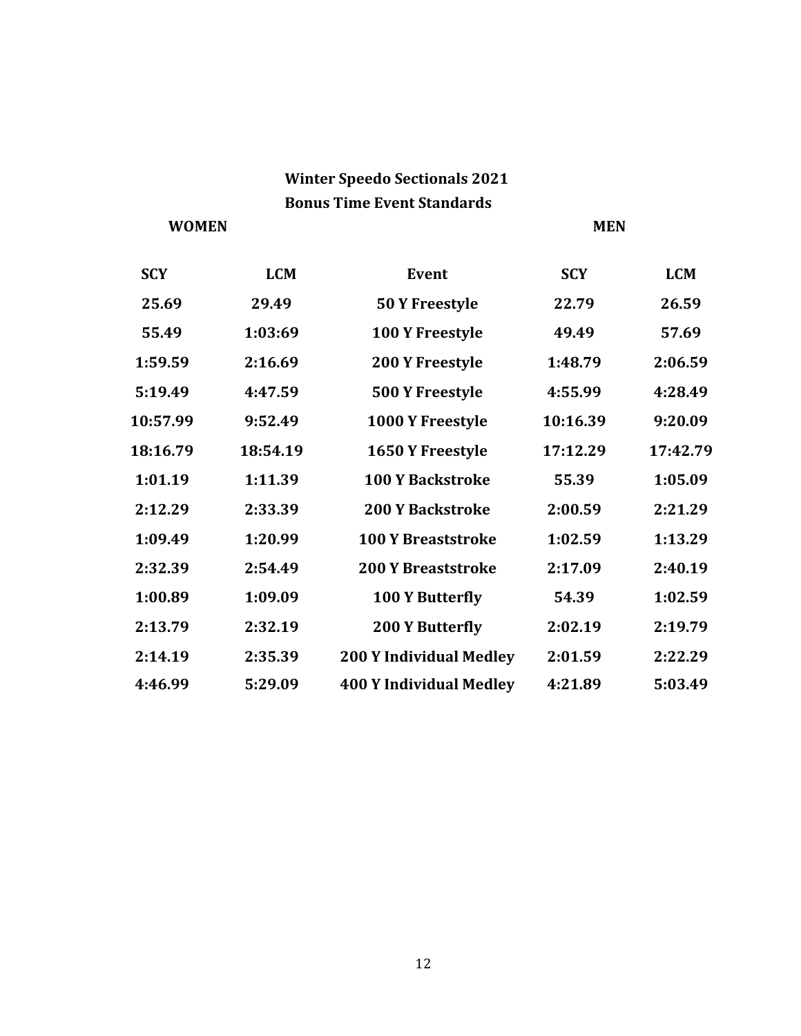## Winter Speedo Sectionals 2021

## Bonus Time Event Standards

| WOMEN | | | MEN | |
|---|---|---|---|---|
| **SCY** | **LCM** | **Event** | **SCY** | **LCM** |
| 25.69 | 29.49 | 50 Y Freestyle | 22.79 | 26.59 |
| 55.49 | 1:03:69 | 100 Y Freestyle | 49.49 | 57.69 |
| 1:59.59 | 2:16.69 | 200 Y Freestyle | 1:48.79 | 2:06.59 |
| 5:19.49 | 4:47.59 | 500 Y Freestyle | 4:55.99 | 4:28.49 |
| 10:57.99 | 9:52.49 | 1000 Y Freestyle | 10:16.39 | 9:20.09 |
| 18:16.79 | 18:54.19 | 1650 Y Freestyle | 17:12.29 | 17:42.79 |
| 1:01.19 | 1:11.39 | 100 Y Backstroke | 55.39 | 1:05.09 |
| 2:12.29 | 2:33.39 | 200 Y Backstroke | 2:00.59 | 2:21.29 |
| 1:09.49 | 1:20.99 | 100 Y Breaststroke | 1:02.59 | 1:13.29 |
| 2:32.39 | 2:54.49 | 200 Y Breaststroke | 2:17.09 | 2:40.19 |
| 1:00.89 | 1:09.09 | 100 Y Butterfly | 54.39 | 1:02.59 |
| 2:13.79 | 2:32.19 | 200 Y Butterfly | 2:02.19 | 2:19.79 |
| 2:14.19 | 2:35.39 | 200 Y Individual Medley | 2:01.59 | 2:22.29 |
| 4:46.99 | 5:29.09 | 400 Y Individual Medley | 4:21.89 | 5:03.49 |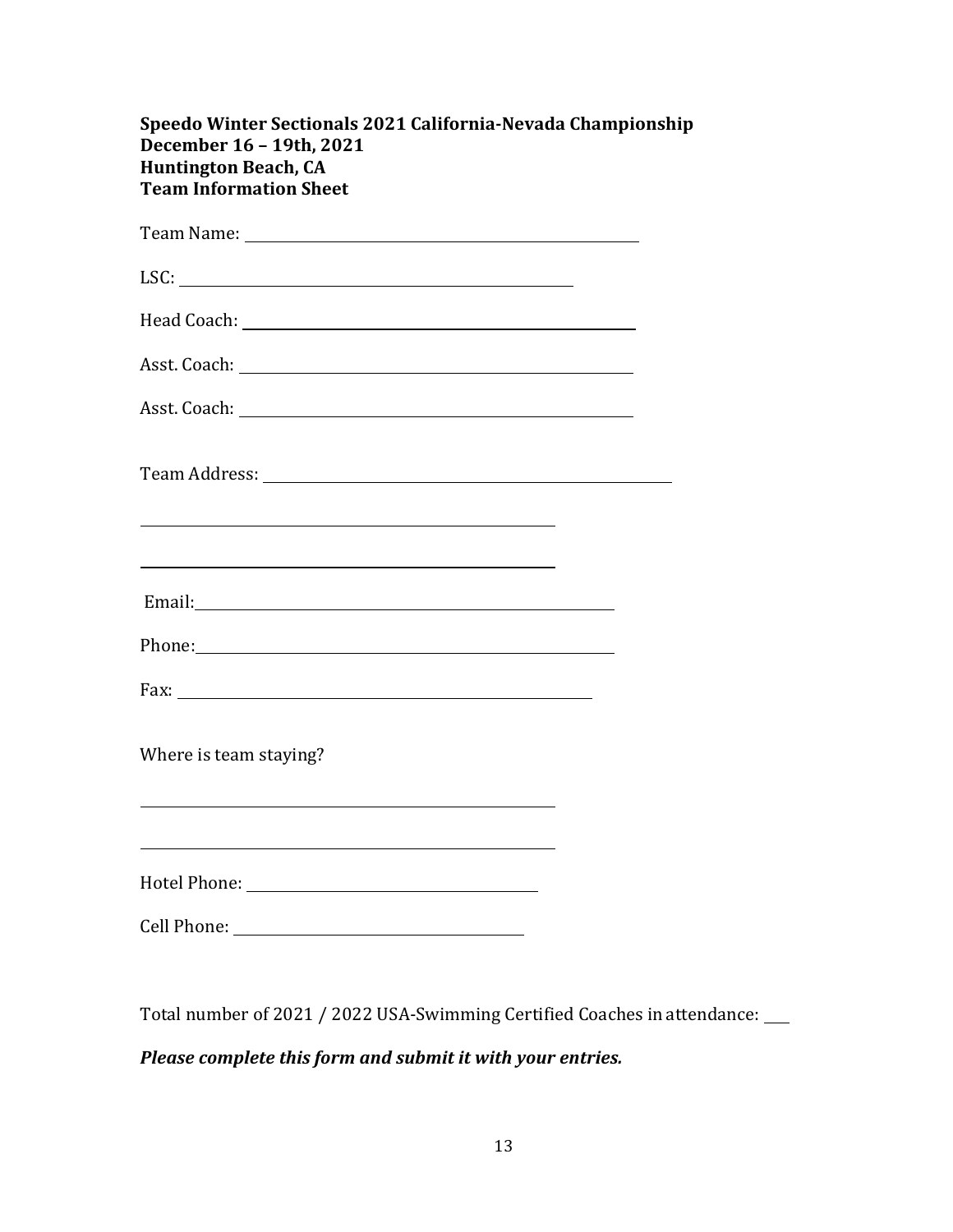**Speedo Winter Sectionals 2021 California-Nevada Championship**
**December 16 – 19th, 2021**
**Huntington Beach, CA**
**Team Information Sheet**

Team Name: ______________________________________________

LSC: ______________________________________________

Head Coach: ______________________________________________

Asst. Coach: ______________________________________________

Asst. Coach: ______________________________________________

Team Address: ______________________________________________

______________________________________________

______________________________________________

Email: ______________________________________________

Phone: ______________________________________________

Fax: ______________________________________________

Where is team staying?

______________________________________________

______________________________________________

Hotel Phone: ________________________________

Cell Phone: ________________________________

Total number of 2021 / 2022 USA-Swimming Certified Coaches in attendance: ___

***Please complete this form and submit it with your entries.***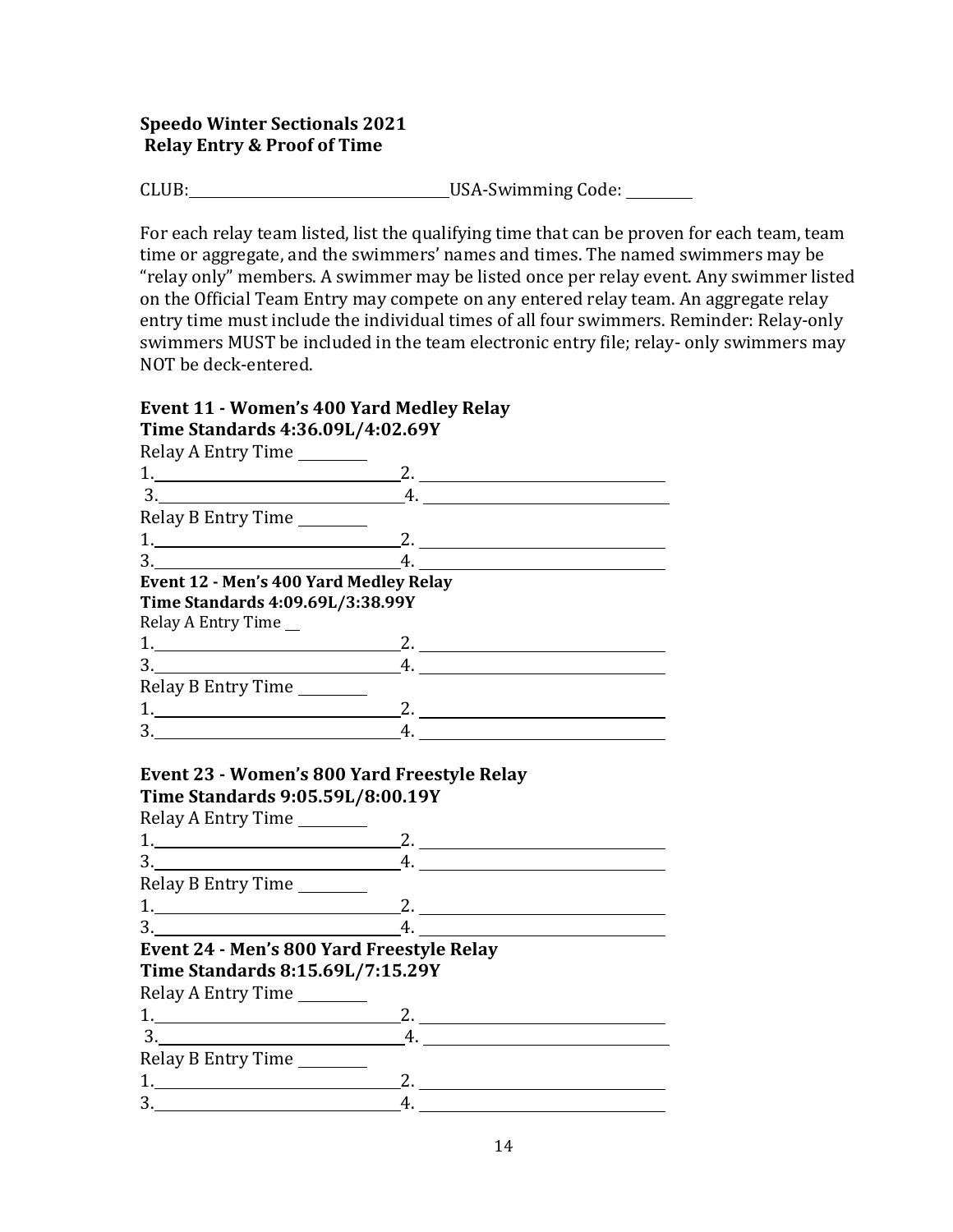**Speedo Winter Sectionals 2021**
**Relay Entry & Proof of Time**

CLUB:\_\_\_\_\_\_\_\_\_\_\_\_\_\_\_\_\_\_\_\_\_\_\_\_\_\_\_\_\_\_ USA-Swimming Code: \_\_\_\_\_\_\_\_

For each relay team listed, list the qualifying time that can be proven for each team, team time or aggregate, and the swimmers' names and times. The named swimmers may be "relay only" members. A swimmer may be listed once per relay event. Any swimmer listed on the Official Team Entry may compete on any entered relay team. An aggregate relay entry time must include the individual times of all four swimmers. Reminder: Relay-only swimmers MUST be included in the team electronic entry file; relay- only swimmers may NOT be deck-entered.

**Event 11 - Women's 400 Yard Medley Relay**
**Time Standards 4:36.09L/4:02.69Y**

Relay A Entry Time \_\_\_\_\_\_\_\_

1.\_\_\_\_\_\_\_\_\_\_\_\_\_\_\_\_\_\_\_\_\_\_\_\_\_\_\_\_ 2. \_\_\_\_\_\_\_\_\_\_\_\_\_\_\_\_\_\_\_\_\_\_\_\_\_\_\_\_

3.\_\_\_\_\_\_\_\_\_\_\_\_\_\_\_\_\_\_\_\_\_\_\_\_\_\_\_\_ 4. \_\_\_\_\_\_\_\_\_\_\_\_\_\_\_\_\_\_\_\_\_\_\_\_\_\_\_\_

Relay B Entry Time \_\_\_\_\_\_\_\_

1.\_\_\_\_\_\_\_\_\_\_\_\_\_\_\_\_\_\_\_\_\_\_\_\_\_\_\_\_ 2. \_\_\_\_\_\_\_\_\_\_\_\_\_\_\_\_\_\_\_\_\_\_\_\_\_\_\_\_

3.\_\_\_\_\_\_\_\_\_\_\_\_\_\_\_\_\_\_\_\_\_\_\_\_\_\_\_\_ 4. \_\_\_\_\_\_\_\_\_\_\_\_\_\_\_\_\_\_\_\_\_\_\_\_\_\_\_\_

**Event 12 - Men's 400 Yard Medley Relay**
**Time Standards 4:09.69L/3:38.99Y**

Relay A Entry Time \_\_

1.\_\_\_\_\_\_\_\_\_\_\_\_\_\_\_\_\_\_\_\_\_\_\_\_\_\_\_\_ 2. \_\_\_\_\_\_\_\_\_\_\_\_\_\_\_\_\_\_\_\_\_\_\_\_\_\_\_\_

3.\_\_\_\_\_\_\_\_\_\_\_\_\_\_\_\_\_\_\_\_\_\_\_\_\_\_\_\_ 4. \_\_\_\_\_\_\_\_\_\_\_\_\_\_\_\_\_\_\_\_\_\_\_\_\_\_\_\_

Relay B Entry Time \_\_\_\_\_\_\_\_

1.\_\_\_\_\_\_\_\_\_\_\_\_\_\_\_\_\_\_\_\_\_\_\_\_\_\_\_\_ 2. \_\_\_\_\_\_\_\_\_\_\_\_\_\_\_\_\_\_\_\_\_\_\_\_\_\_\_\_

3.\_\_\_\_\_\_\_\_\_\_\_\_\_\_\_\_\_\_\_\_\_\_\_\_\_\_\_\_ 4. \_\_\_\_\_\_\_\_\_\_\_\_\_\_\_\_\_\_\_\_\_\_\_\_\_\_\_\_

**Event 23 - Women's 800 Yard Freestyle Relay**
**Time Standards 9:05.59L/8:00.19Y**

Relay A Entry Time \_\_\_\_\_\_\_\_

1.\_\_\_\_\_\_\_\_\_\_\_\_\_\_\_\_\_\_\_\_\_\_\_\_\_\_\_\_ 2. \_\_\_\_\_\_\_\_\_\_\_\_\_\_\_\_\_\_\_\_\_\_\_\_\_\_\_\_

3.\_\_\_\_\_\_\_\_\_\_\_\_\_\_\_\_\_\_\_\_\_\_\_\_\_\_\_\_ 4. \_\_\_\_\_\_\_\_\_\_\_\_\_\_\_\_\_\_\_\_\_\_\_\_\_\_\_\_

Relay B Entry Time \_\_\_\_\_\_\_\_

1.\_\_\_\_\_\_\_\_\_\_\_\_\_\_\_\_\_\_\_\_\_\_\_\_\_\_\_\_ 2. \_\_\_\_\_\_\_\_\_\_\_\_\_\_\_\_\_\_\_\_\_\_\_\_\_\_\_\_

3.\_\_\_\_\_\_\_\_\_\_\_\_\_\_\_\_\_\_\_\_\_\_\_\_\_\_\_\_ 4. \_\_\_\_\_\_\_\_\_\_\_\_\_\_\_\_\_\_\_\_\_\_\_\_\_\_\_\_

**Event 24 - Men's 800 Yard Freestyle Relay**
**Time Standards 8:15.69L/7:15.29Y**

Relay A Entry Time \_\_\_\_\_\_\_\_

1.\_\_\_\_\_\_\_\_\_\_\_\_\_\_\_\_\_\_\_\_\_\_\_\_\_\_\_\_ 2. \_\_\_\_\_\_\_\_\_\_\_\_\_\_\_\_\_\_\_\_\_\_\_\_\_\_\_\_

3.\_\_\_\_\_\_\_\_\_\_\_\_\_\_\_\_\_\_\_\_\_\_\_\_\_\_\_\_ 4. \_\_\_\_\_\_\_\_\_\_\_\_\_\_\_\_\_\_\_\_\_\_\_\_\_\_\_\_

Relay B Entry Time \_\_\_\_\_\_\_\_

1.\_\_\_\_\_\_\_\_\_\_\_\_\_\_\_\_\_\_\_\_\_\_\_\_\_\_\_\_ 2. \_\_\_\_\_\_\_\_\_\_\_\_\_\_\_\_\_\_\_\_\_\_\_\_\_\_\_\_

3.\_\_\_\_\_\_\_\_\_\_\_\_\_\_\_\_\_\_\_\_\_\_\_\_\_\_\_\_ 4. \_\_\_\_\_\_\_\_\_\_\_\_\_\_\_\_\_\_\_\_\_\_\_\_\_\_\_\_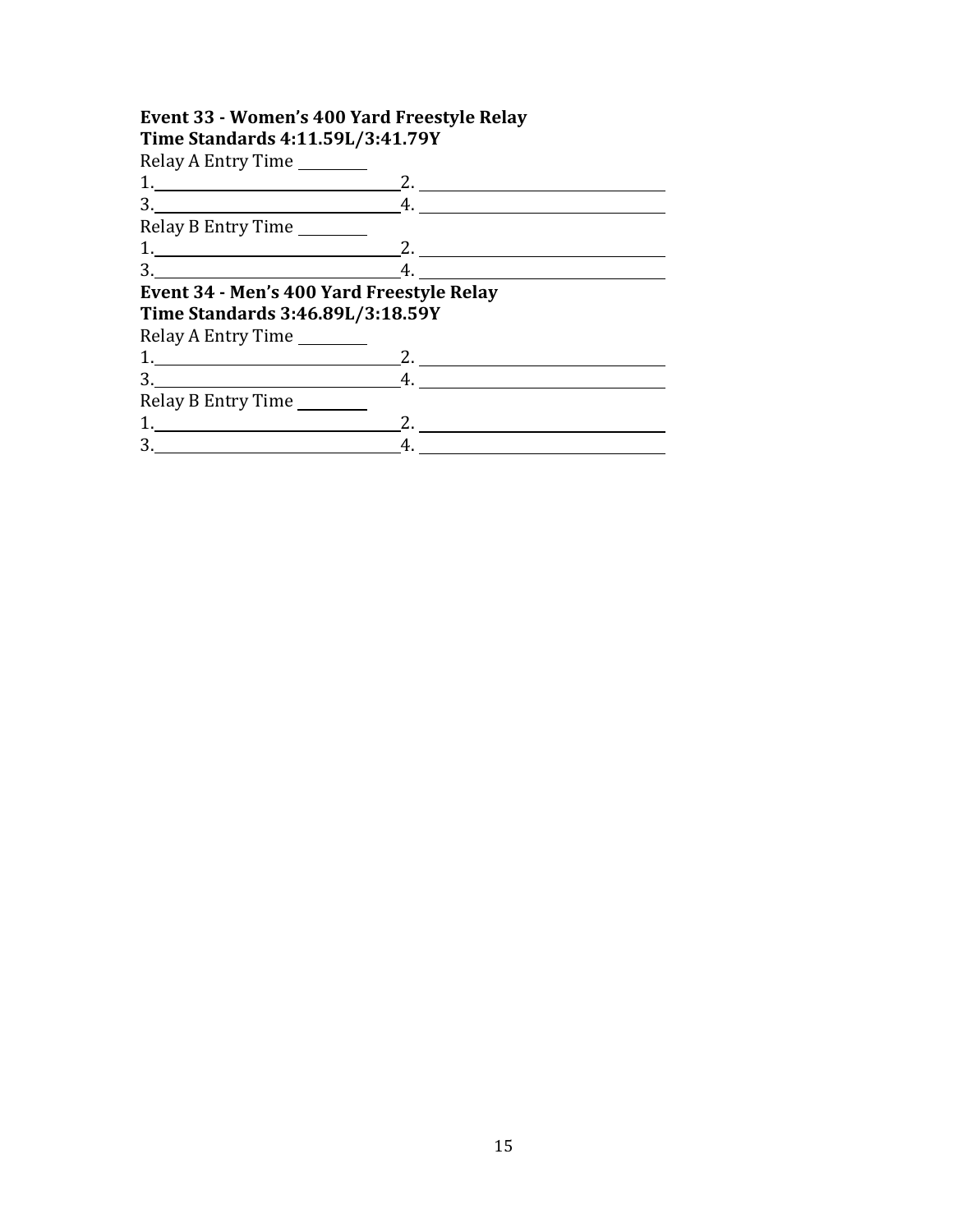**Event 33 - Women's 400 Yard Freestyle Relay**
**Time Standards 4:11.59L/3:41.79Y**

Relay A Entry Time ________

1.______________________________ 2. ______________________________

3.______________________________ 4. ______________________________

Relay B Entry Time ________

1.______________________________ 2. ______________________________

3.______________________________ 4. ______________________________

**Event 34 - Men's 400 Yard Freestyle Relay**
**Time Standards 3:46.89L/3:18.59Y**

Relay A Entry Time ________

1.______________________________ 2. ______________________________

3.______________________________ 4. ______________________________

Relay B Entry Time ________

1.______________________________ 2. ______________________________

3.______________________________ 4. ______________________________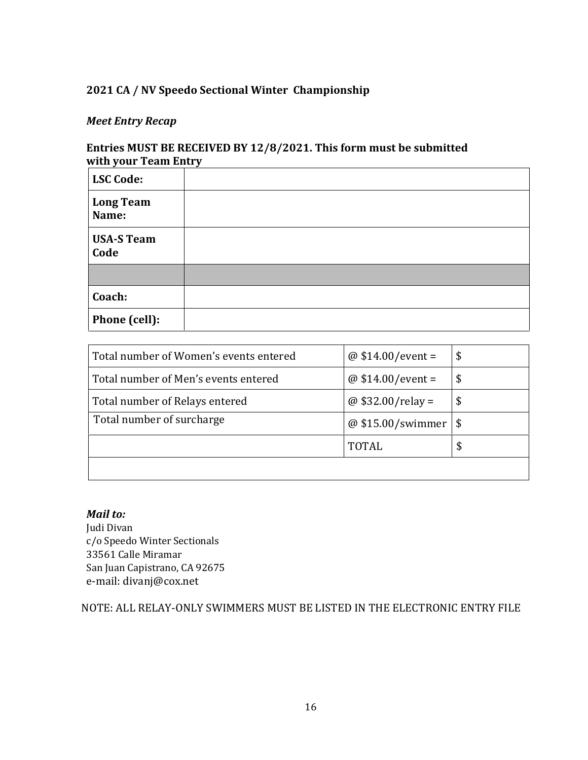### 2021 CA / NV Speedo Sectional Winter Championship

***Meet Entry Recap***

**Entries MUST BE RECEIVED BY 12/8/2021. This form must be submitted with your Team Entry**

| | |
|---|---|
| **LSC Code:** | |
| **Long Team Name:** | |
| **USA-S Team Code** | |
| | |
| **Coach:** | |
| **Phone (cell):** | |

| | | |
|---|---|---|
| Total number of Women's events entered | @ $14.00/event = | $ |
| Total number of Men's events entered | @ $14.00/event = | $ |
| Total number of Relays entered | @ $32.00/relay = | $ |
| Total number of surcharge | @ $15.00/swimmer | $ |
| | TOTAL | $ |
| | | |

***Mail to:***
Judi Divan
c/o Speedo Winter Sectionals
33561 Calle Miramar
San Juan Capistrano, CA 92675
e-mail: divanj@cox.net

NOTE: ALL RELAY-ONLY SWIMMERS MUST BE LISTED IN THE ELECTRONIC ENTRY FILE